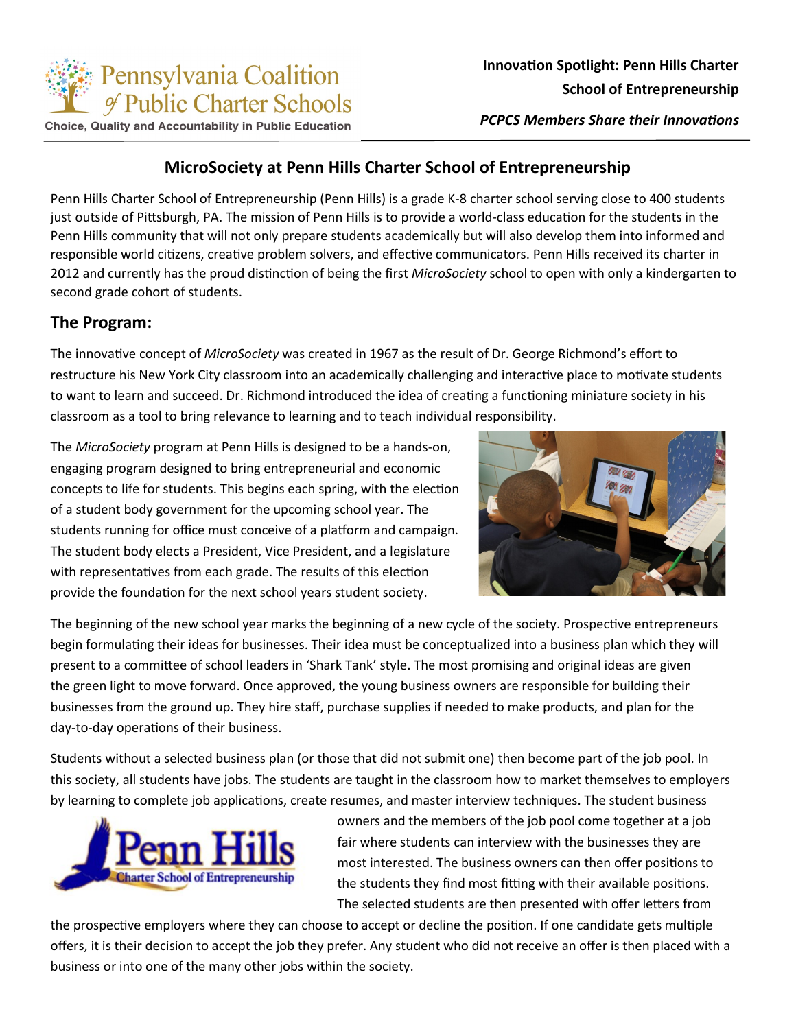Innovation Spotlight: Penn Hills Charter School of Entrepreneurship

*PCPCS Members Share their Innovations*

# MicroSociety at Penn Hills Charter School of Entrepreneurship

Penn Hills Charter School of Entrepreneurship (Penn Hills) is a grade K-8 charter school serving close to 400 students just outside of Pittsburgh, PA. The mission of Penn Hills is to provide a world-class education for the students in the Penn Hills community that will not only prepare students academically but will also develop them into informed and responsible world citizens, creative problem solvers, and effective communicators. Penn Hills received its charter in 2012 and currently has the proud distinction of being the first *MicroSociety* school to open with only a kindergarten to second grade cohort of students.

## The Program:

The innovative concept of *MicroSociety* was created in 1967 as the result of Dr. George Richmond's effort to restructure his New York City classroom into an academically challenging and interactive place to motivate students to want to learn and succeed. Dr. Richmond introduced the idea of creating a functioning miniature society in his classroom as a tool to bring relevance to learning and to teach individual responsibility.

The *MicroSociety* program at Penn Hills is designed to be a hands-on, engaging program designed to bring entrepreneurial and economic concepts to life for students. This begins each spring, with the election of a student body government for the upcoming school year. The students running for office must conceive of a platform and campaign. The student body elects a President, Vice President, and a legislature with representatives from each grade. The results of this election provide the foundation for the next school years student society.

The beginning of the new school year marks the beginning of a new cycle of the society. Prospective entrepreneurs begin formulating their ideas for businesses. Their idea must be conceptualized into a business plan which they will present to a committee of school leaders in 'Shark Tank' style. The most promising and original ideas are given the green light to move forward. Once approved, the young business owners are responsible for building their businesses from the ground up. They hire staff, purchase supplies if needed to make products, and plan for the day-to-day operations of their business.

Students without a selected business plan (or those that did not submit one) then become part of the job pool. In this society, all students have jobs. The students are taught in the classroom how to market themselves to employers by learning to complete job applications, create resumes, and master interview techniques. The student business owners and the members of the job pool come together at a job fair where students can interview with the businesses they are most interested. The business owners can then offer positions to the students they find most fitting with their available positions. The selected students are then presented with offer letters from the prospective employers where they can choose to accept or decline the position. If one candidate gets multiple offers, it is their decision to accept the job they prefer. Any student who did not receive an offer is then placed with a business or into one of the many other jobs within the society.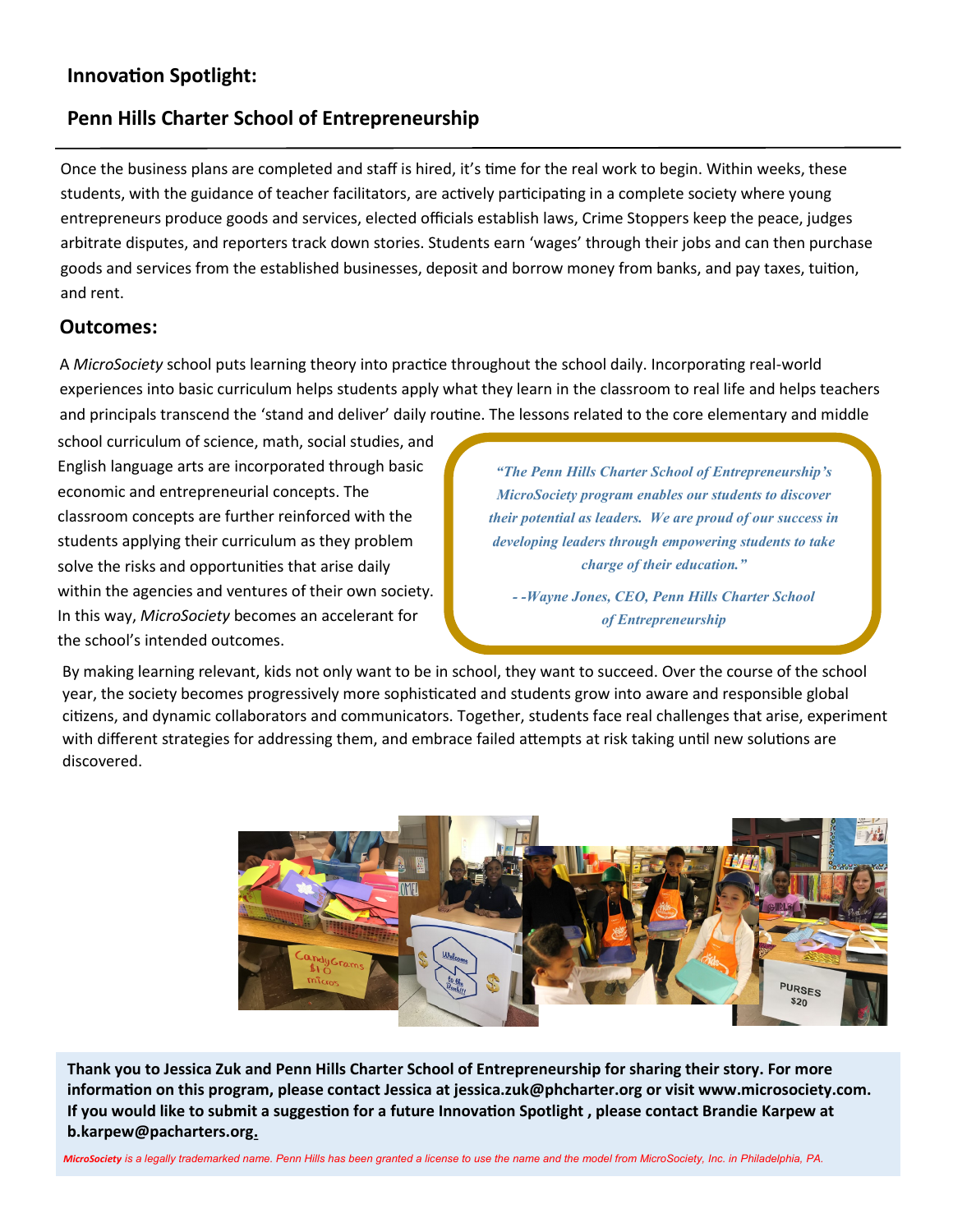## Innovation Spotlight:

## Penn Hills Charter School of Entrepreneurship

Once the business plans are completed and staff is hired, it's time for the real work to begin. Within weeks, these students, with the guidance of teacher facilitators, are actively participating in a complete society where young entrepreneurs produce goods and services, elected officials establish laws, Crime Stoppers keep the peace, judges arbitrate disputes, and reporters track down stories. Students earn 'wages' through their jobs and can then purchase goods and services from the established businesses, deposit and borrow money from banks, and pay taxes, tuition, and rent.

### Outcomes:

A *MicroSociety* school puts learning theory into practice throughout the school daily. Incorporating real-world experiences into basic curriculum helps students apply what they learn in the classroom to real life and helps teachers and principals transcend the 'stand and deliver' daily routine. The lessons related to the core elementary and middle school curriculum of science, math, social studies, and English language arts are incorporated through basic economic and entrepreneurial concepts. The classroom concepts are further reinforced with the students applying their curriculum as they problem solve the risks and opportunities that arise daily within the agencies and ventures of their own society. In this way, *MicroSociety* becomes an accelerant for the school's intended outcomes.

> *"The Penn Hills Charter School of Entrepreneurship's MicroSociety program enables our students to discover their potential as leaders. We are proud of our success in developing leaders through empowering students to take charge of their education."*
>
> *- -Wayne Jones, CEO, Penn Hills Charter School of Entrepreneurship*

By making learning relevant, kids not only want to be in school, they want to succeed. Over the course of the school year, the society becomes progressively more sophisticated and students grow into aware and responsible global citizens, and dynamic collaborators and communicators. Together, students face real challenges that arise, experiment with different strategies for addressing them, and embrace failed attempts at risk taking until new solutions are discovered.

**Thank you to Jessica Zuk and Penn Hills Charter School of Entrepreneurship for sharing their story. For more information on this program, please contact Jessica at jessica.zuk@phcharter.org or visit www.microsociety.com. If you would like to submit a suggestion for a future Innovation Spotlight , please contact Brandie Karpew at b.karpew@pacharters.org.**

*MicroSociety is a legally trademarked name. Penn Hills has been granted a license to use the name and the model from MicroSociety, Inc. in Philadelphia, PA.*